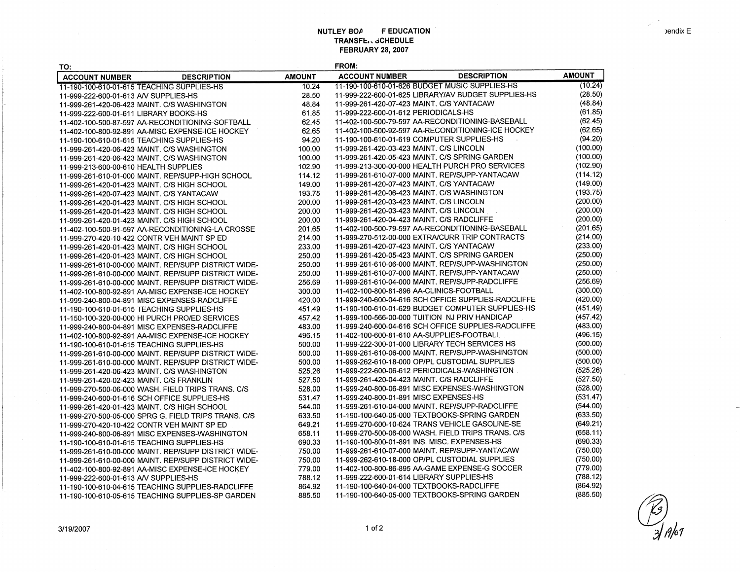# NUTLEY BOARD OF EDUCATION
## TRANSFER SCHEDULE
### FEBRUARY 28, 2007

Appendix E

| TO: | | | FROM: | | |
|---|---|---|---|---|---|
| ACCOUNT NUMBER | DESCRIPTION | AMOUNT | ACCOUNT NUMBER | DESCRIPTION | AMOUNT |
| 11-190-100-610-01-615 | TEACHING SUPPLIES-HS | 10.24 | 11-190-100-610-01-626 | BUDGET MUSIC SUPPLIES-HS | (10.24) |
| 11-999-222-600-01-613 | A/V SUPPLIES-HS | 28.50 | 11-999-222-600-01-625 | LIBRARY/AV BUDGET SUPPLIES-HS | (28.50) |
| 11-999-261-420-06-423 | MAINT. C/S WASHINGTON | 48.84 | 11-999-261-420-07-423 | MAINT. C/S YANTACAW | (48.84) |
| 11-999-222-600-01-611 | LIBRARY BOOKS-HS | 61.85 | 11-999-222-600-01-612 | PERIODICALS-HS | (61.85) |
| 11-402-100-500-87-597 | AA-RECONDITIONING-SOFTBALL | 62.45 | 11-402-100-500-79-597 | AA-RECONDITIONING-BASEBALL | (62.45) |
| 11-402-100-800-92-891 | AA-MISC EXPENSE-ICE HOCKEY | 62.65 | 11-402-100-500-92-597 | AA-RECONDITIONING-ICE HOCKEY | (62.65) |
| 11-190-100-610-01-615 | TEACHING SUPPLIES-HS | 94.20 | 11-190-100-610-01-619 | COMPUTER SUPPLIES-HS | (94.20) |
| 11-999-261-420-06-423 | MAINT. C/S WASHINGTON | 100.00 | 11-999-261-420-03-423 | MAINT. C/S LINCOLN | (100.00) |
| 11-999-261-420-06-423 | MAINT. C/S WASHINGTON | 100.00 | 11-999-261-420-05-423 | MAINT. C/S SPRING GARDEN | (100.00) |
| 11-999-213-600-00-610 | HEALTH SUPPLIES | 102.90 | 11-999-213-300-00-000 | HEALTH PURCH PRO SERVICES | (102.90) |
| 11-999-261-610-01-000 | MAINT. REP/SUPP-HIGH SCHOOL | 114.12 | 11-999-261-610-07-000 | MAINT. REP/SUPP-YANTACAW | (114.12) |
| 11-999-261-420-01-423 | MAINT. C/S HIGH SCHOOL | 149.00 | 11-999-261-420-07-423 | MAINT. C/S YANTACAW | (149.00) |
| 11-999-261-420-07-423 | MAINT. C/S YANTACAW | 193.75 | 11-999-261-420-06-423 | MAINT. C/S WASHINGTON | (193.75) |
| 11-999-261-420-01-423 | MAINT. C/S HIGH SCHOOL | 200.00 | 11-999-261-420-03-423 | MAINT. C/S LINCOLN | (200.00) |
| 11-999-261-420-01-423 | MAINT. C/S HIGH SCHOOL | 200.00 | 11-999-261-420-03-423 | MAINT. C/S LINCOLN | (200.00) |
| 11-999-261-420-01-423 | MAINT. C/S HIGH SCHOOL | 200.00 | 11-999-261-420-04-423 | MAINT. C/S RADCLIFFE | (200.00) |
| 11-402-100-500-91-597 | AA-RECONDITIONING-LA CROSSE | 201.65 | 11-402-100-500-79-597 | AA-RECONDITIONING-BASEBALL | (201.65) |
| 11-999-270-420-10-422 | CONTR VEH MAINT SP ED | 214.00 | 11-999-270-512-00-000 | EXTRA/CURR TRIP CONTRACTS | (214.00) |
| 11-999-261-420-01-423 | MAINT. C/S HIGH SCHOOL | 233.00 | 11-999-261-420-07-423 | MAINT. C/S YANTACAW | (233.00) |
| 11-999-261-420-01-423 | MAINT. C/S HIGH SCHOOL | 250.00 | 11-999-261-420-05-423 | MAINT. C/S SPRING GARDEN | (250.00) |
| 11-999-261-610-00-000 | MAINT. REP/SUPP DISTRICT WIDE- | 250.00 | 11-999-261-610-06-000 | MAINT. REP/SUPP-WASHINGTON | (250.00) |
| 11-999-261-610-00-000 | MAINT. REP/SUPP DISTRICT WIDE- | 250.00 | 11-999-261-610-07-000 | MAINT. REP/SUPP-YANTACAW | (250.00) |
| 11-999-261-610-00-000 | MAINT. REP/SUPP DISTRICT WIDE- | 256.69 | 11-999-261-610-04-000 | MAINT. REP/SUPP-RADCLIFFE | (256.69) |
| 11-402-100-800-92-891 | AA-MISC EXPENSE-ICE HOCKEY | 300.00 | 11-402-100-800-81-896 | AA-CLINICS-FOOTBALL | (300.00) |
| 11-999-240-800-04-891 | MISC EXPENSES-RADCLIFFE | 420.00 | 11-999-240-600-04-616 | SCH OFFICE SUPPLIES-RADCLIFFE | (420.00) |
| 11-190-100-610-01-615 | TEACHING SUPPLIES-HS | 451.49 | 11-190-100-610-01-629 | BUDGET COMPUTER SUPPLIES-HS | (451.49) |
| 11-150-100-320-00-000 | HI PURCH PRO/ED SERVICES | 457.42 | 11-999-100-566-00-000 | TUITION NJ PRIV HANDICAP | (457.42) |
| 11-999-240-800-04-891 | MISC EXPENSES-RADCLIFFE | 483.00 | 11-999-240-600-04-616 | SCH OFFICE SUPPLIES-RADCLIFFE | (483.00) |
| 11-402-100-800-92-891 | AA-MISC EXPENSE-ICE HOCKEY | 496.15 | 11-402-100-600-81-610 | AA-SUPPLIES-FOOTBALL | (496.15) |
| 11-190-100-610-01-615 | TEACHING SUPPLIES-HS | 500.00 | 11-999-222-300-01-000 | LIBRARY TECH SERVICES HS | (500.00) |
| 11-999-261-610-00-000 | MAINT. REP/SUPP DISTRICT WIDE- | 500.00 | 11-999-261-610-06-000 | MAINT. REP/SUPP-WASHINGTON | (500.00) |
| 11-999-261-610-00-000 | MAINT. REP/SUPP DISTRICT WIDE- | 500.00 | 11-999-262-610-18-000 | OP/PL CUSTODIAL SUPPLIES | (500.00) |
| 11-999-261-420-06-423 | MAINT. C/S WASHINGTON | 525.26 | 11-999-222-600-06-612 | PERIODICALS-WASHINGTON | (525.26) |
| 11-999-261-420-02-423 | MAINT. C/S FRANKLIN | 527.50 | 11-999-261-420-04-423 | MAINT. C/S RADCLIFFE | (527.50) |
| 11-999-270-500-06-000 | WASH. FIELD TRIPS TRANS. C/S | 528.00 | 11-999-240-800-06-891 | MISC EXPENSES-WASHINGTON | (528.00) |
| 11-999-240-600-01-616 | SCH OFFICE SUPPLIES-HS | 531.47 | 11-999-240-800-01-891 | MISC EXPENSES-HS | (531.47) |
| 11-999-261-420-01-423 | MAINT. C/S HIGH SCHOOL | 544.00 | 11-999-261-610-04-000 | MAINT. REP/SUPP-RADCLIFFE | (544.00) |
| 11-999-270-500-05-000 | SPRG G. FIELD TRIPS TRANS. C/S | 633.50 | 11-190-100-640-05-000 | TEXTBOOKS-SPRING GARDEN | (633.50) |
| 11-999-270-420-10-422 | CONTR VEH MAINT SP ED | 649.21 | 11-999-270-600-10-624 | TRANS VEHICLE GASOLINE-SE | (649.21) |
| 11-999-240-800-06-891 | MISC EXPENSES-WASHINGTON | 658.11 | 11-999-270-500-06-000 | WASH. FIELD TRIPS TRANS. C/S | (658.11) |
| 11-190-100-610-01-615 | TEACHING SUPPLIES-HS | 690.33 | 11-190-100-800-01-891 | INS. MISC. EXPENSES-HS | (690.33) |
| 11-999-261-610-00-000 | MAINT. REP/SUPP DISTRICT WIDE- | 750.00 | 11-999-261-610-07-000 | MAINT. REP/SUPP-YANTACAW | (750.00) |
| 11-999-261-610-00-000 | MAINT. REP/SUPP DISTRICT WIDE- | 750.00 | 11-999-262-610-18-000 | OP/PL CUSTODIAL SUPPLIES | (750.00) |
| 11-402-100-800-92-891 | AA-MISC EXPENSE-ICE HOCKEY | 779.00 | 11-402-100-800-86-895 | AA-GAME EXPENSE-G SOCCER | (779.00) |
| 11-999-222-600-01-613 | A/V SUPPLIES-HS | 788.12 | 11-999-222-600-01-614 | LIBRARY SUPPLIES-HS | (788.12) |
| 11-190-100-610-04-615 | TEACHING SUPPLIES-RADCLIFFE | 864.92 | 11-190-100-640-04-000 | TEXTBOOKS-RADCLIFFE | (864.92) |
| 11-190-100-610-05-615 | TEACHING SUPPLIES-SP GARDEN | 885.50 | 11-190-100-640-05-000 | TEXTBOOKS-SPRING GARDEN | (885.50) |

3/19/2007

R3 3/19/07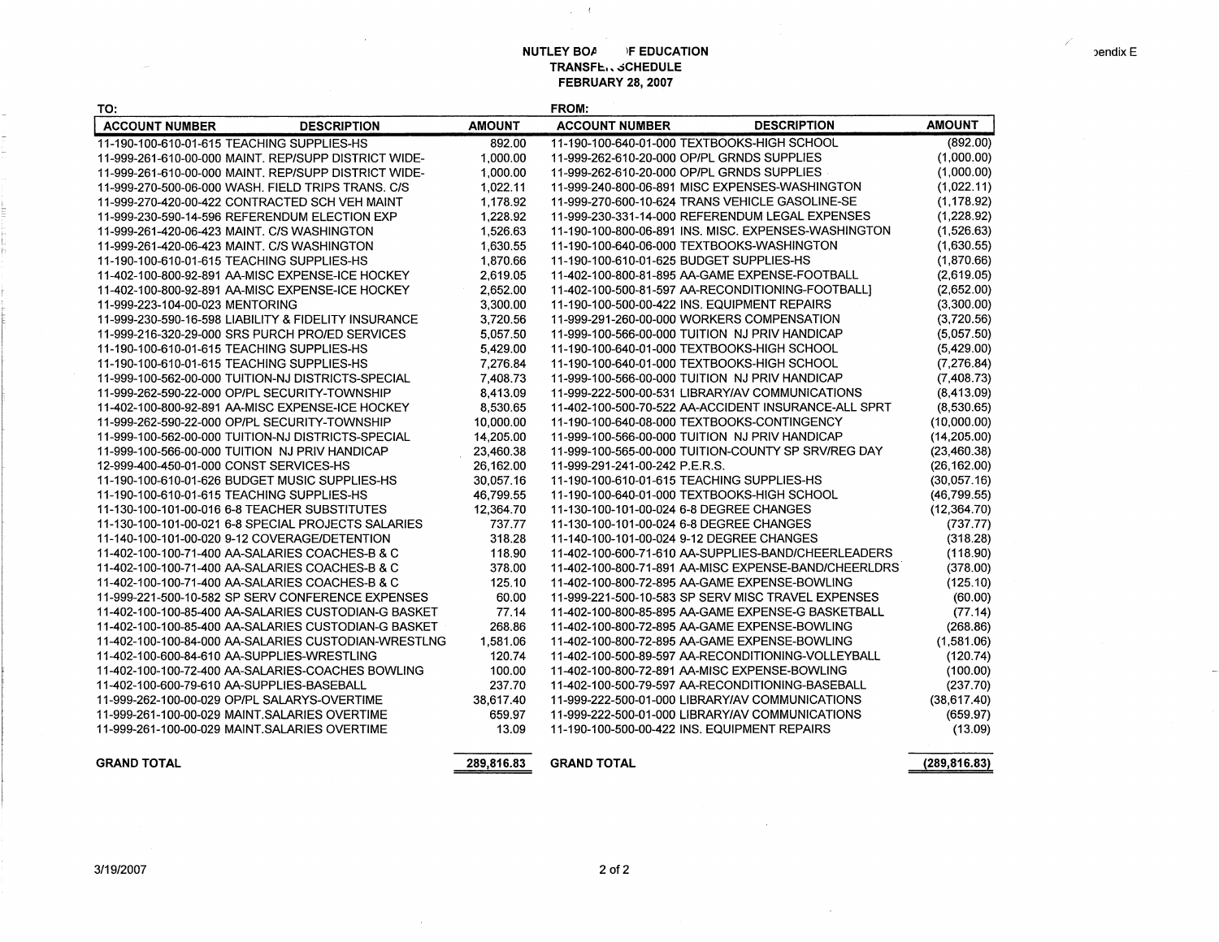**NUTLEY BOA    F EDUCATION**
**TRANSFE.. SCHEDULE**
**FEBRUARY 28, 2007**

| TO: ACCOUNT NUMBER | DESCRIPTION | AMOUNT | FROM: ACCOUNT NUMBER | DESCRIPTION | AMOUNT |
|---|---|---|---|---|---|
| 11-190-100-610-01-615 | TEACHING SUPPLIES-HS | 892.00 | 11-190-100-640-01-000 | TEXTBOOKS-HIGH SCHOOL | (892.00) |
| 11-999-261-610-00-000 | MAINT. REP/SUPP DISTRICT WIDE- | 1,000.00 | 11-999-262-610-20-000 | OP/PL GRNDS SUPPLIES | (1,000.00) |
| 11-999-261-610-00-000 | MAINT. REP/SUPP DISTRICT WIDE- | 1,000.00 | 11-999-262-610-20-000 | OP/PL GRNDS SUPPLIES | (1,000.00) |
| 11-999-270-500-06-000 | WASH. FIELD TRIPS TRANS. C/S | 1,022.11 | 11-999-240-800-06-891 | MISC EXPENSES-WASHINGTON | (1,022.11) |
| 11-999-270-420-00-422 | CONTRACTED SCH VEH MAINT | 1,178.92 | 11-999-270-600-10-624 | TRANS VEHICLE GASOLINE-SE | (1,178.92) |
| 11-999-230-590-14-596 | REFERENDUM ELECTION EXP | 1,228.92 | 11-999-230-331-14-000 | REFERENDUM LEGAL EXPENSES | (1,228.92) |
| 11-999-261-420-06-423 | MAINT. C/S WASHINGTON | 1,526.63 | 11-190-100-800-06-891 | INS. MISC. EXPENSES-WASHINGTON | (1,526.63) |
| 11-999-261-420-06-423 | MAINT. C/S WASHINGTON | 1,630.55 | 11-190-100-640-06-000 | TEXTBOOKS-WASHINGTON | (1,630.55) |
| 11-190-100-610-01-615 | TEACHING SUPPLIES-HS | 1,870.66 | 11-190-100-610-01-625 | BUDGET SUPPLIES-HS | (1,870.66) |
| 11-402-100-800-92-891 | AA-MISC EXPENSE-ICE HOCKEY | 2,619.05 | 11-402-100-800-81-895 | AA-GAME EXPENSE-FOOTBALL | (2,619.05) |
| 11-402-100-800-92-891 | AA-MISC EXPENSE-ICE HOCKEY | 2,652.00 | 11-402-100-500-81-597 | AA-RECONDITIONING-FOOTBALL] | (2,652.00) |
| 11-999-223-104-00-023 | MENTORING | 3,300.00 | 11-190-100-500-00-422 | INS. EQUIPMENT REPAIRS | (3,300.00) |
| 11-999-230-590-16-598 | LIABILITY & FIDELITY INSURANCE | 3,720.56 | 11-999-291-260-00-000 | WORKERS COMPENSATION | (3,720.56) |
| 11-999-216-320-29-000 | SRS PURCH PRO/ED SERVICES | 5,057.50 | 11-999-100-566-00-000 | TUITION NJ PRIV HANDICAP | (5,057.50) |
| 11-190-100-610-01-615 | TEACHING SUPPLIES-HS | 5,429.00 | 11-190-100-640-01-000 | TEXTBOOKS-HIGH SCHOOL | (5,429.00) |
| 11-190-100-610-01-615 | TEACHING SUPPLIES-HS | 7,276.84 | 11-190-100-640-01-000 | TEXTBOOKS-HIGH SCHOOL | (7,276.84) |
| 11-999-100-562-00-000 | TUITION-NJ DISTRICTS-SPECIAL | 7,408.73 | 11-999-100-566-00-000 | TUITION NJ PRIV HANDICAP | (7,408.73) |
| 11-999-262-590-22-000 | OP/PL SECURITY-TOWNSHIP | 8,413.09 | 11-999-222-500-00-531 | LIBRARY/AV COMMUNICATIONS | (8,413.09) |
| 11-402-100-800-92-891 | AA-MISC EXPENSE-ICE HOCKEY | 8,530.65 | 11-402-100-500-70-522 | AA-ACCIDENT INSURANCE-ALL SPRT | (8,530.65) |
| 11-999-262-590-22-000 | OP/PL SECURITY-TOWNSHIP | 10,000.00 | 11-190-100-640-08-000 | TEXTBOOKS-CONTINGENCY | (10,000.00) |
| 11-999-100-562-00-000 | TUITION-NJ DISTRICTS-SPECIAL | 14,205.00 | 11-999-100-566-00-000 | TUITION NJ PRIV HANDICAP | (14,205.00) |
| 11-999-100-566-00-000 | TUITION NJ PRIV HANDICAP | 23,460.38 | 11-999-100-565-00-000 | TUITION-COUNTY SP SRV/REG DAY | (23,460.38) |
| 12-999-400-450-01-000 | CONST SERVICES-HS | 26,162.00 | 11-999-291-241-00-242 | P.E.R.S. | (26,162.00) |
| 11-190-100-610-01-626 | BUDGET MUSIC SUPPLIES-HS | 30,057.16 | 11-190-100-610-01-615 | TEACHING SUPPLIES-HS | (30,057.16) |
| 11-190-100-610-01-615 | TEACHING SUPPLIES-HS | 46,799.55 | 11-190-100-640-01-000 | TEXTBOOKS-HIGH SCHOOL | (46,799.55) |
| 11-130-100-101-00-016 | 6-8 TEACHER SUBSTITUTES | 12,364.70 | 11-130-100-101-00-024 | 6-8 DEGREE CHANGES | (12,364.70) |
| 11-130-100-101-00-021 | 6-8 SPECIAL PROJECTS SALARIES | 737.77 | 11-130-100-101-00-024 | 6-8 DEGREE CHANGES | (737.77) |
| 11-140-100-101-00-020 | 9-12 COVERAGE/DETENTION | 318.28 | 11-140-100-101-00-024 | 9-12 DEGREE CHANGES | (318.28) |
| 11-402-100-100-71-400 | AA-SALARIES COACHES-B & C | 118.90 | 11-402-100-600-71-610 | AA-SUPPLIES-BAND/CHEERLEADERS | (118.90) |
| 11-402-100-100-71-400 | AA-SALARIES COACHES-B & C | 378.00 | 11-402-100-800-71-891 | AA-MISC EXPENSE-BAND/CHEERLDRS | (378.00) |
| 11-402-100-100-71-400 | AA-SALARIES COACHES-B & C | 125.10 | 11-402-100-800-72-895 | AA-GAME EXPENSE-BOWLING | (125.10) |
| 11-999-221-500-10-582 | SP SERV CONFERENCE EXPENSES | 60.00 | 11-999-221-500-10-583 | SP SERV MISC TRAVEL EXPENSES | (60.00) |
| 11-402-100-100-85-400 | AA-SALARIES CUSTODIAN-G BASKET | 77.14 | 11-402-100-800-85-895 | AA-GAME EXPENSE-G BASKETBALL | (77.14) |
| 11-402-100-100-85-400 | AA-SALARIES CUSTODIAN-G BASKET | 268.86 | 11-402-100-800-72-895 | AA-GAME EXPENSE-BOWLING | (268.86) |
| 11-402-100-100-84-000 | AA-SALARIES CUSTODIAN-WRESTLNG | 1,581.06 | 11-402-100-800-72-895 | AA-GAME EXPENSE-BOWLING | (1,581.06) |
| 11-402-100-600-84-610 | AA-SUPPLIES-WRESTLING | 120.74 | 11-402-100-500-89-597 | AA-RECONDITIONING-VOLLEYBALL | (120.74) |
| 11-402-100-100-72-400 | AA-SALARIES-COACHES BOWLING | 100.00 | 11-402-100-800-72-891 | AA-MISC EXPENSE-BOWLING | (100.00) |
| 11-402-100-600-79-610 | AA-SUPPLIES-BASEBALL | 237.70 | 11-402-100-500-79-597 | AA-RECONDITIONING-BASEBALL | (237.70) |
| 11-999-262-100-00-029 | OP/PL SALARYS-OVERTIME | 38,617.40 | 11-999-222-500-01-000 | LIBRARY/AV COMMUNICATIONS | (38,617.40) |
| 11-999-261-100-00-029 | MAINT.SALARIES OVERTIME | 659.97 | 11-999-222-500-01-000 | LIBRARY/AV COMMUNICATIONS | (659.97) |
| 11-999-261-100-00-029 | MAINT.SALARIES OVERTIME | 13.09 | 11-190-100-500-00-422 | INS. EQUIPMENT REPAIRS | (13.09) |
| **GRAND TOTAL** | | **289,816.83** | **GRAND TOTAL** | | **(289,816.83)** |

3/19/2007